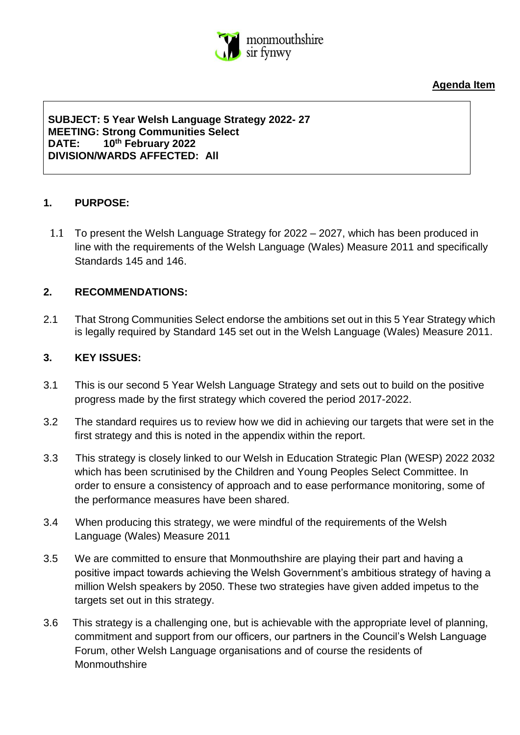monmouthshire
sir fynwy

**Agenda Item**

**SUBJECT: 5 Year Welsh Language Strategy 2022- 27**
**MEETING: Strong Communities Select**
**DATE: 10th February 2022**
**DIVISION/WARDS AFFECTED: All**

## 1. PURPOSE:

1.1 To present the Welsh Language Strategy for 2022 – 2027, which has been produced in line with the requirements of the Welsh Language (Wales) Measure 2011 and specifically Standards 145 and 146.

## 2. RECOMMENDATIONS:

2.1 That Strong Communities Select endorse the ambitions set out in this 5 Year Strategy which is legally required by Standard 145 set out in the Welsh Language (Wales) Measure 2011.

## 3. KEY ISSUES:

3.1 This is our second 5 Year Welsh Language Strategy and sets out to build on the positive progress made by the first strategy which covered the period 2017-2022.

3.2 The standard requires us to review how we did in achieving our targets that were set in the first strategy and this is noted in the appendix within the report.

3.3 This strategy is closely linked to our Welsh in Education Strategic Plan (WESP) 2022 2032 which has been scrutinised by the Children and Young Peoples Select Committee. In order to ensure a consistency of approach and to ease performance monitoring, some of the performance measures have been shared.

3.4 When producing this strategy, we were mindful of the requirements of the Welsh Language (Wales) Measure 2011

3.5 We are committed to ensure that Monmouthshire are playing their part and having a positive impact towards achieving the Welsh Government's ambitious strategy of having a million Welsh speakers by 2050. These two strategies have given added impetus to the targets set out in this strategy.

3.6 This strategy is a challenging one, but is achievable with the appropriate level of planning, commitment and support from our officers, our partners in the Council's Welsh Language Forum, other Welsh Language organisations and of course the residents of Monmouthshire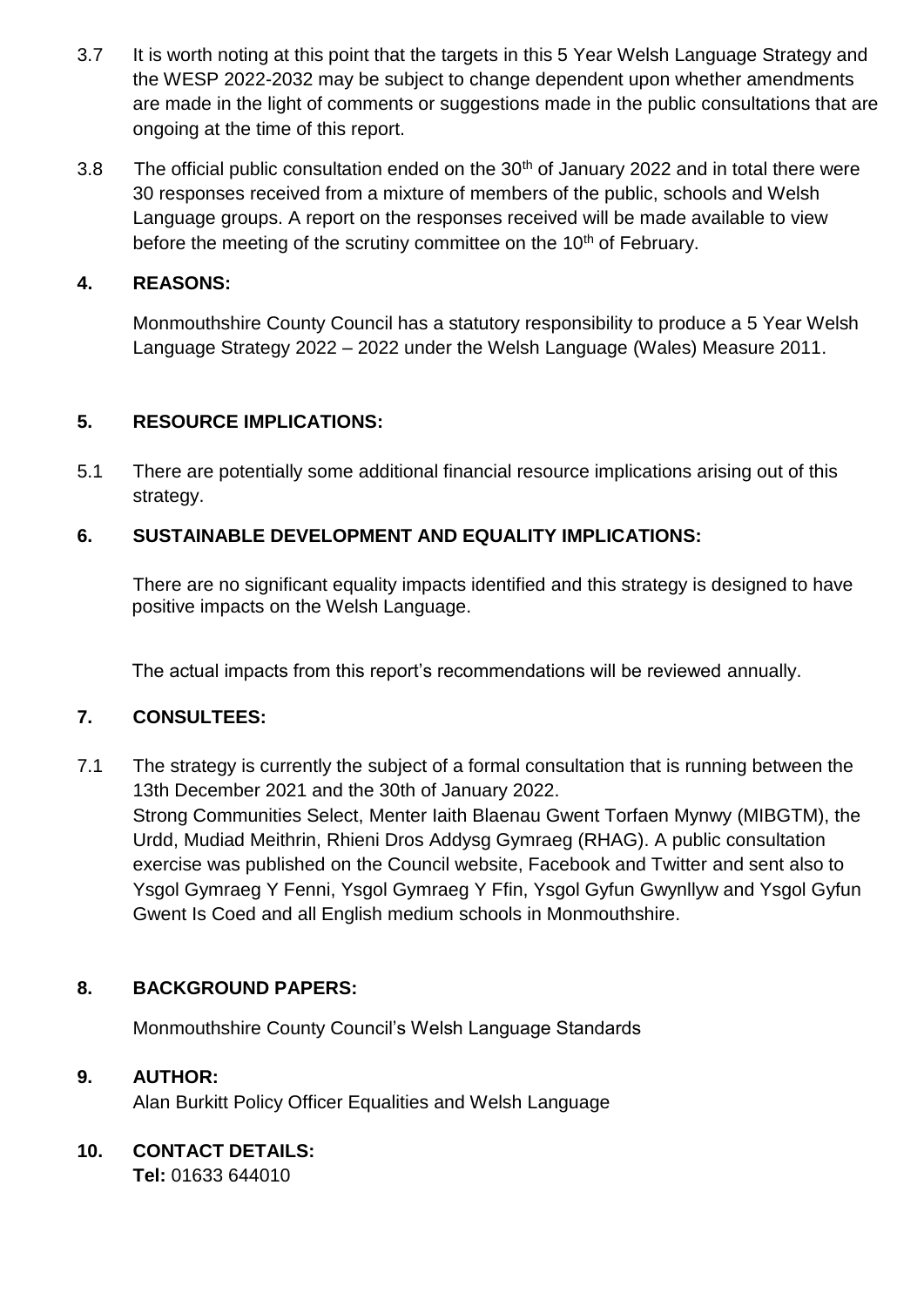3.7 It is worth noting at this point that the targets in this 5 Year Welsh Language Strategy and the WESP 2022-2032 may be subject to change dependent upon whether amendments are made in the light of comments or suggestions made in the public consultations that are ongoing at the time of this report.

3.8 The official public consultation ended on the 30th of January 2022 and in total there were 30 responses received from a mixture of members of the public, schools and Welsh Language groups. A report on the responses received will be made available to view before the meeting of the scrutiny committee on the 10th of February.

## 4. REASONS:

Monmouthshire County Council has a statutory responsibility to produce a 5 Year Welsh Language Strategy 2022 – 2022 under the Welsh Language (Wales) Measure 2011.

## 5. RESOURCE IMPLICATIONS:

5.1 There are potentially some additional financial resource implications arising out of this strategy.

## 6. SUSTAINABLE DEVELOPMENT AND EQUALITY IMPLICATIONS:

There are no significant equality impacts identified and this strategy is designed to have positive impacts on the Welsh Language.

The actual impacts from this report's recommendations will be reviewed annually.

## 7. CONSULTEES:

7.1 The strategy is currently the subject of a formal consultation that is running between the 13th December 2021 and the 30th of January 2022.
Strong Communities Select, Menter Iaith Blaenau Gwent Torfaen Mynwy (MIBGTM), the Urdd, Mudiad Meithrin, Rhieni Dros Addysg Gymraeg (RHAG). A public consultation exercise was published on the Council website, Facebook and Twitter and sent also to Ysgol Gymraeg Y Fenni, Ysgol Gymraeg Y Ffin, Ysgol Gyfun Gwynllyw and Ysgol Gyfun Gwent Is Coed and all English medium schools in Monmouthshire.

## 8. BACKGROUND PAPERS:

Monmouthshire County Council's Welsh Language Standards

## 9. AUTHOR:

Alan Burkitt Policy Officer Equalities and Welsh Language

## 10. CONTACT DETAILS:

**Tel:** 01633 644010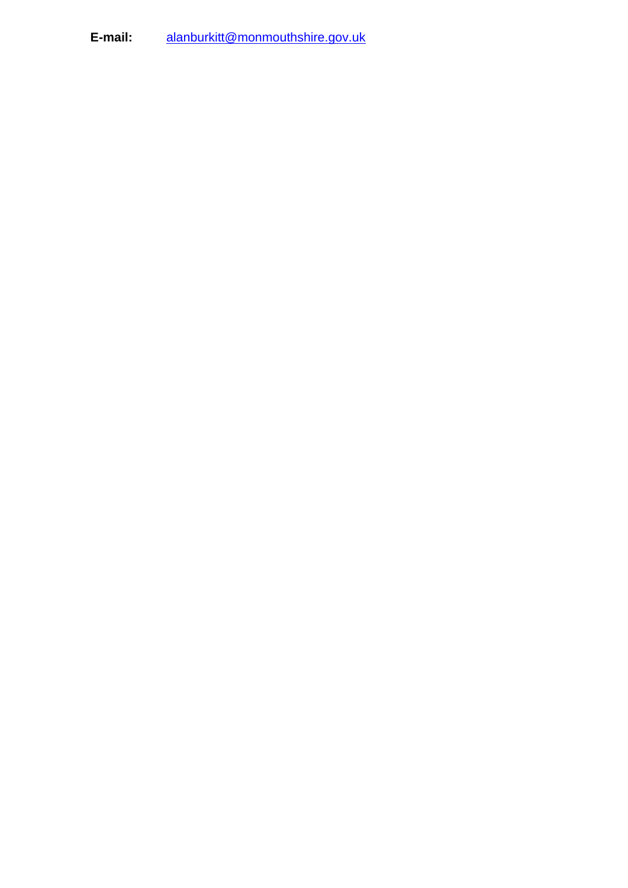**E-mail:** alanburkitt@monmouthshire.gov.uk